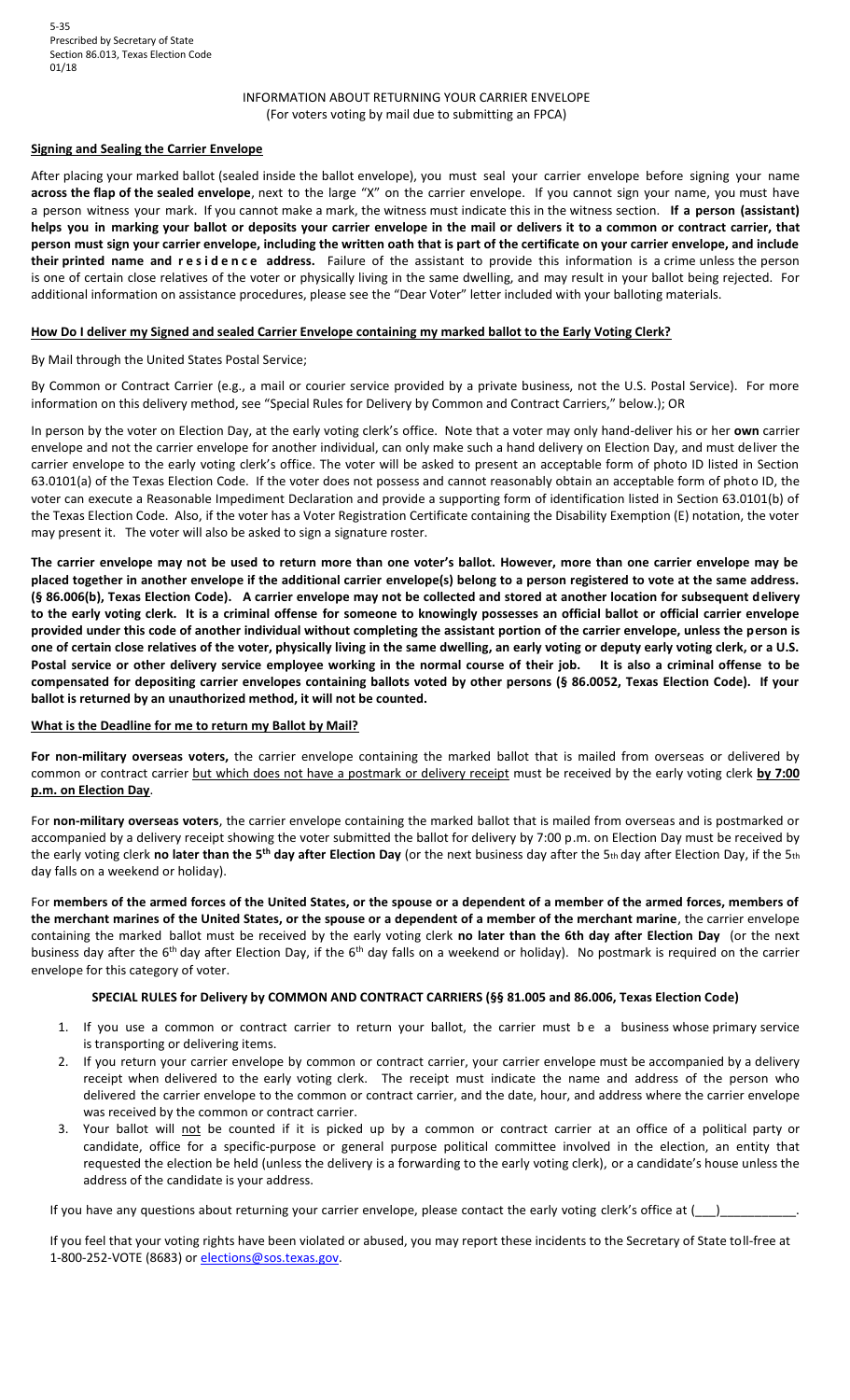5-35
Prescribed by Secretary of State
Section 86.013, Texas Election Code
01/18

INFORMATION ABOUT RETURNING YOUR CARRIER ENVELOPE
(For voters voting by mail due to submitting an FPCA)

## Signing and Sealing the Carrier Envelope

After placing your marked ballot (sealed inside the ballot envelope), you must seal your carrier envelope before signing your name **across the flap of the sealed envelope**, next to the large "X" on the carrier envelope. If you cannot sign your name, you must have a person witness your mark. If you cannot make a mark, the witness must indicate this in the witness section. **If a person (assistant) helps you in marking your ballot or deposits your carrier envelope in the mail or delivers it to a common or contract carrier, that person must sign your carrier envelope, including the written oath that is part of the certificate on your carrier envelope, and include their printed name and residence address.** Failure of the assistant to provide this information is a crime unless the person is one of certain close relatives of the voter or physically living in the same dwelling, and may result in your ballot being rejected. For additional information on assistance procedures, please see the "Dear Voter" letter included with your balloting materials.

## How Do I deliver my Signed and sealed Carrier Envelope containing my marked ballot to the Early Voting Clerk?

By Mail through the United States Postal Service;

By Common or Contract Carrier (e.g., a mail or courier service provided by a private business, not the U.S. Postal Service). For more information on this delivery method, see "Special Rules for Delivery by Common and Contract Carriers," below.); OR

In person by the voter on Election Day, at the early voting clerk's office. Note that a voter may only hand-deliver his or her **own** carrier envelope and not the carrier envelope for another individual, can only make such a hand delivery on Election Day, and must deliver the carrier envelope to the early voting clerk's office. The voter will be asked to present an acceptable form of photo ID listed in Section 63.0101(a) of the Texas Election Code. If the voter does not possess and cannot reasonably obtain an acceptable form of photo ID, the voter can execute a Reasonable Impediment Declaration and provide a supporting form of identification listed in Section 63.0101(b) of the Texas Election Code. Also, if the voter has a Voter Registration Certificate containing the Disability Exemption (E) notation, the voter may present it. The voter will also be asked to sign a signature roster.

**The carrier envelope may not be used to return more than one voter's ballot. However, more than one carrier envelope may be placed together in another envelope if the additional carrier envelope(s) belong to a person registered to vote at the same address. (§ 86.006(b), Texas Election Code). A carrier envelope may not be collected and stored at another location for subsequent delivery to the early voting clerk. It is a criminal offense for someone to knowingly possesses an official ballot or official carrier envelope provided under this code of another individual without completing the assistant portion of the carrier envelope, unless the person is one of certain close relatives of the voter, physically living in the same dwelling, an early voting or deputy early voting clerk, or a U.S. Postal service or other delivery service employee working in the normal course of their job. It is also a criminal offense to be compensated for depositing carrier envelopes containing ballots voted by other persons (§ 86.0052, Texas Election Code). If your ballot is returned by an unauthorized method, it will not be counted.**

## What is the Deadline for me to return my Ballot by Mail?

**For non-military overseas voters,** the carrier envelope containing the marked ballot that is mailed from overseas or delivered by common or contract carrier but which does not have a postmark or delivery receipt must be received by the early voting clerk **by 7:00 p.m. on Election Day**.

For **non-military overseas voters**, the carrier envelope containing the marked ballot that is mailed from overseas and is postmarked or accompanied by a delivery receipt showing the voter submitted the ballot for delivery by 7:00 p.m. on Election Day must be received by the early voting clerk **no later than the 5th day after Election Day** (or the next business day after the 5th day after Election Day, if the 5th day falls on a weekend or holiday).

For **members of the armed forces of the United States, or the spouse or a dependent of a member of the armed forces, members of the merchant marines of the United States, or the spouse or a dependent of a member of the merchant marine**, the carrier envelope containing the marked ballot must be received by the early voting clerk **no later than the 6th day after Election Day** (or the next business day after the 6th day after Election Day, if the 6th day falls on a weekend or holiday). No postmark is required on the carrier envelope for this category of voter.

### SPECIAL RULES for Delivery by COMMON AND CONTRACT CARRIERS (§§ 81.005 and 86.006, Texas Election Code)

1. If you use a common or contract carrier to return your ballot, the carrier must be a business whose primary service is transporting or delivering items.
2. If you return your carrier envelope by common or contract carrier, your carrier envelope must be accompanied by a delivery receipt when delivered to the early voting clerk. The receipt must indicate the name and address of the person who delivered the carrier envelope to the common or contract carrier, and the date, hour, and address where the carrier envelope was received by the common or contract carrier.
3. Your ballot will not be counted if it is picked up by a common or contract carrier at an office of a political party or candidate, office for a specific-purpose or general purpose political committee involved in the election, an entity that requested the election be held (unless the delivery is a forwarding to the early voting clerk), or a candidate's house unless the address of the candidate is your address.

If you have any questions about returning your carrier envelope, please contact the early voting clerk's office at (___)__________.

If you feel that your voting rights have been violated or abused, you may report these incidents to the Secretary of State toll-free at 1-800-252-VOTE (8683) or elections@sos.texas.gov.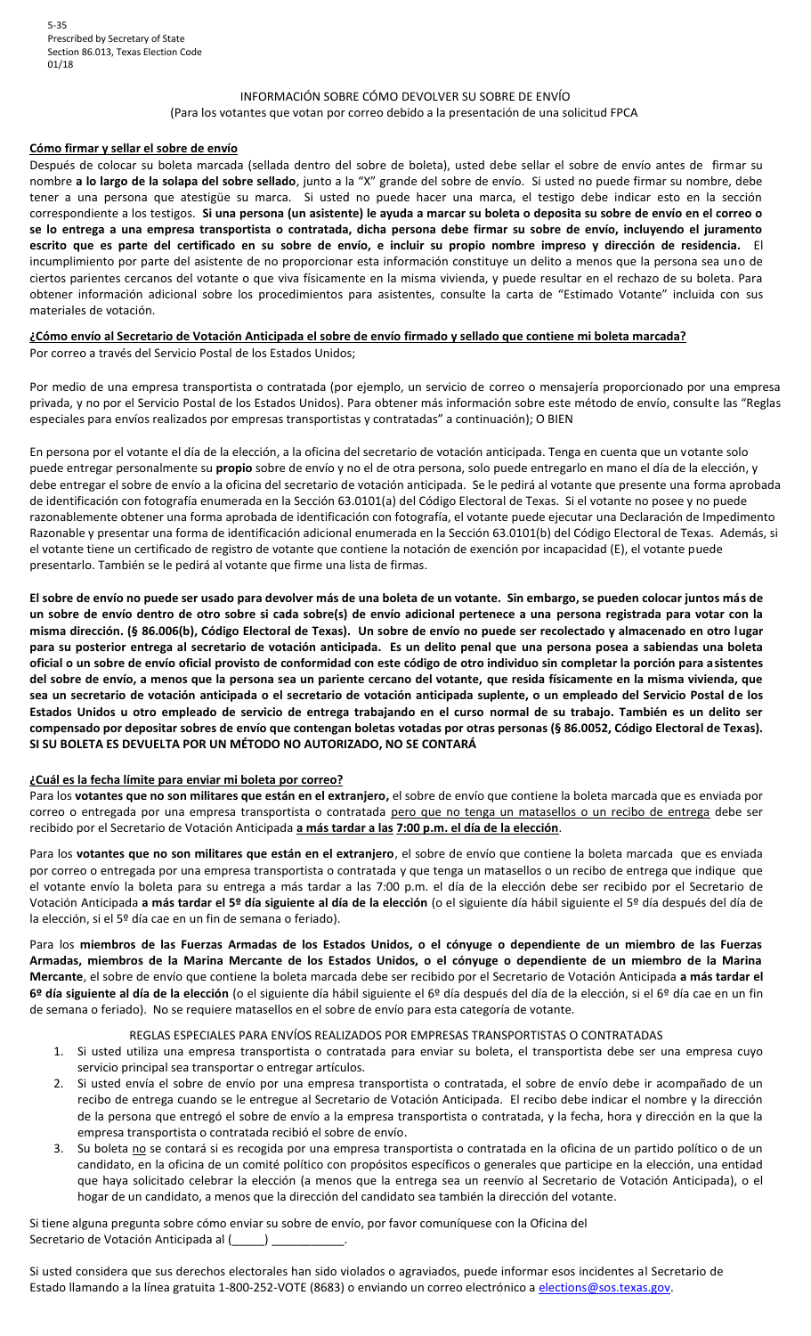5-35
Prescribed by Secretary of State
Section 86.013, Texas Election Code
01/18

INFORMACIÓN SOBRE CÓMO DEVOLVER SU SOBRE DE ENVÍO
(Para los votantes que votan por correo debido a la presentación de una solicitud FPCA

**Cómo firmar y sellar el sobre de envío**

Después de colocar su boleta marcada (sellada dentro del sobre de boleta), usted debe sellar el sobre de envío antes de firmar su nombre **a lo largo de la solapa del sobre sellado**, junto a la "X" grande del sobre de envío. Si usted no puede firmar su nombre, debe tener a una persona que atestigüe su marca. Si usted no puede hacer una marca, el testigo debe indicar esto en la sección correspondiente a los testigos. **Si una persona (un asistente) le ayuda a marcar su boleta o deposita su sobre de envío en el correo o se lo entrega a una empresa transportista o contratada, dicha persona debe firmar su sobre de envío, incluyendo el juramento escrito que es parte del certificado en su sobre de envío, e incluir su propio nombre impreso y dirección de residencia.** El incumplimiento por parte del asistente de no proporcionar esta información constituye un delito a menos que la persona sea uno de ciertos parientes cercanos del votante o que viva físicamente en la misma vivienda, y puede resultar en el rechazo de su boleta. Para obtener información adicional sobre los procedimientos para asistentes, consulte la carta de "Estimado Votante" incluida con sus materiales de votación.

**¿Cómo envío al Secretario de Votación Anticipada el sobre de envío firmado y sellado que contiene mi boleta marcada?**

Por correo a través del Servicio Postal de los Estados Unidos;

Por medio de una empresa transportista o contratada (por ejemplo, un servicio de correo o mensajería proporcionado por una empresa privada, y no por el Servicio Postal de los Estados Unidos). Para obtener más información sobre este método de envío, consulte las "Reglas especiales para envíos realizados por empresas transportistas y contratadas" a continuación); O BIEN

En persona por el votante el día de la elección, a la oficina del secretario de votación anticipada. Tenga en cuenta que un votante solo puede entregar personalmente su **propio** sobre de envío y no el de otra persona, solo puede entregarlo en mano el día de la elección, y debe entregar el sobre de envío a la oficina del secretario de votación anticipada. Se le pedirá al votante que presente una forma aprobada de identificación con fotografía enumerada en la Sección 63.0101(a) del Código Electoral de Texas. Si el votante no posee y no puede razonablemente obtener una forma aprobada de identificación con fotografía, el votante puede ejecutar una Declaración de Impedimento Razonable y presentar una forma de identificación adicional enumerada en la Sección 63.0101(b) del Código Electoral de Texas. Además, si el votante tiene un certificado de registro de votante que contiene la notación de exención por incapacidad (E), el votante puede presentarlo. También se le pedirá al votante que firme una lista de firmas.

**El sobre de envío no puede ser usado para devolver más de una boleta de un votante. Sin embargo, se pueden colocar juntos más de un sobre de envío dentro de otro sobre si cada sobre(s) de envío adicional pertenece a una persona registrada para votar con la misma dirección. (§ 86.006(b), Código Electoral de Texas). Un sobre de envío no puede ser recolectado y almacenado en otro lugar para su posterior entrega al secretario de votación anticipada. Es un delito penal que una persona posea a sabiendas una boleta oficial o un sobre de envío oficial provisto de conformidad con este código de otro individuo sin completar la porción para asistentes del sobre de envío, a menos que la persona sea un pariente cercano del votante, que resida físicamente en la misma vivienda, que sea un secretario de votación anticipada o el secretario de votación anticipada suplente, o un empleado del Servicio Postal de los Estados Unidos u otro empleado de servicio de entrega trabajando en el curso normal de su trabajo. También es un delito ser compensado por depositar sobres de envío que contengan boletas votadas por otras personas (§ 86.0052, Código Electoral de Texas). SI SU BOLETA ES DEVUELTA POR UN MÉTODO NO AUTORIZADO, NO SE CONTARÁ**

**¿Cuál es la fecha límite para enviar mi boleta por correo?**

Para los **votantes que no son militares que están en el extranjero,** el sobre de envío que contiene la boleta marcada que es enviada por correo o entregada por una empresa transportista o contratada pero que no tenga un matasellos o un recibo de entrega debe ser recibido por el Secretario de Votación Anticipada **a más tardar a las 7:00 p.m. el día de la elección**.

Para los **votantes que no son militares que están en el extranjero**, el sobre de envío que contiene la boleta marcada que es enviada por correo o entregada por una empresa transportista o contratada y que tenga un matasellos o un recibo de entrega que indique que el votante envío la boleta para su entrega a más tardar a las 7:00 p.m. el día de la elección debe ser recibido por el Secretario de Votación Anticipada **a más tardar el 5º día siguiente al día de la elección** (o el siguiente día hábil siguiente el 5º día después del día de la elección, si el 5º día cae en un fin de semana o feriado).

Para los **miembros de las Fuerzas Armadas de los Estados Unidos, o el cónyuge o dependiente de un miembro de las Fuerzas Armadas, miembros de la Marina Mercante de los Estados Unidos, o el cónyuge o dependiente de un miembro de la Marina Mercante**, el sobre de envío que contiene la boleta marcada debe ser recibido por el Secretario de Votación Anticipada **a más tardar el 6º día siguiente al día de la elección** (o el siguiente día hábil siguiente el 6º día después del día de la elección, si el 6º día cae en un fin de semana o feriado). No se requiere matasellos en el sobre de envío para esta categoría de votante.

REGLAS ESPECIALES PARA ENVÍOS REALIZADOS POR EMPRESAS TRANSPORTISTAS O CONTRATADAS

1. Si usted utiliza una empresa transportista o contratada para enviar su boleta, el transportista debe ser una empresa cuyo servicio principal sea transportar o entregar artículos.
2. Si usted envía el sobre de envío por una empresa transportista o contratada, el sobre de envío debe ir acompañado de un recibo de entrega cuando se le entregue al Secretario de Votación Anticipada. El recibo debe indicar el nombre y la dirección de la persona que entregó el sobre de envío a la empresa transportista o contratada, y la fecha, hora y dirección en la que la empresa transportista o contratada recibió el sobre de envío.
3. Su boleta no se contará si es recogida por una empresa transportista o contratada en la oficina de un partido político o de un candidato, en la oficina de un comité político con propósitos específicos o generales que participe en la elección, una entidad que haya solicitado celebrar la elección (a menos que la entrega sea un reenvío al Secretario de Votación Anticipada), o el hogar de un candidato, a menos que la dirección del candidato sea también la dirección del votante.

Si tiene alguna pregunta sobre cómo enviar su sobre de envío, por favor comuníquese con la Oficina del Secretario de Votación Anticipada al (\_\_\_\_\_) \_\_\_\_\_\_\_\_\_\_\_.

Si usted considera que sus derechos electorales han sido violados o agraviados, puede informar esos incidentes al Secretario de Estado llamando a la línea gratuita 1-800-252-VOTE (8683) o enviando un correo electrónico a elections@sos.texas.gov.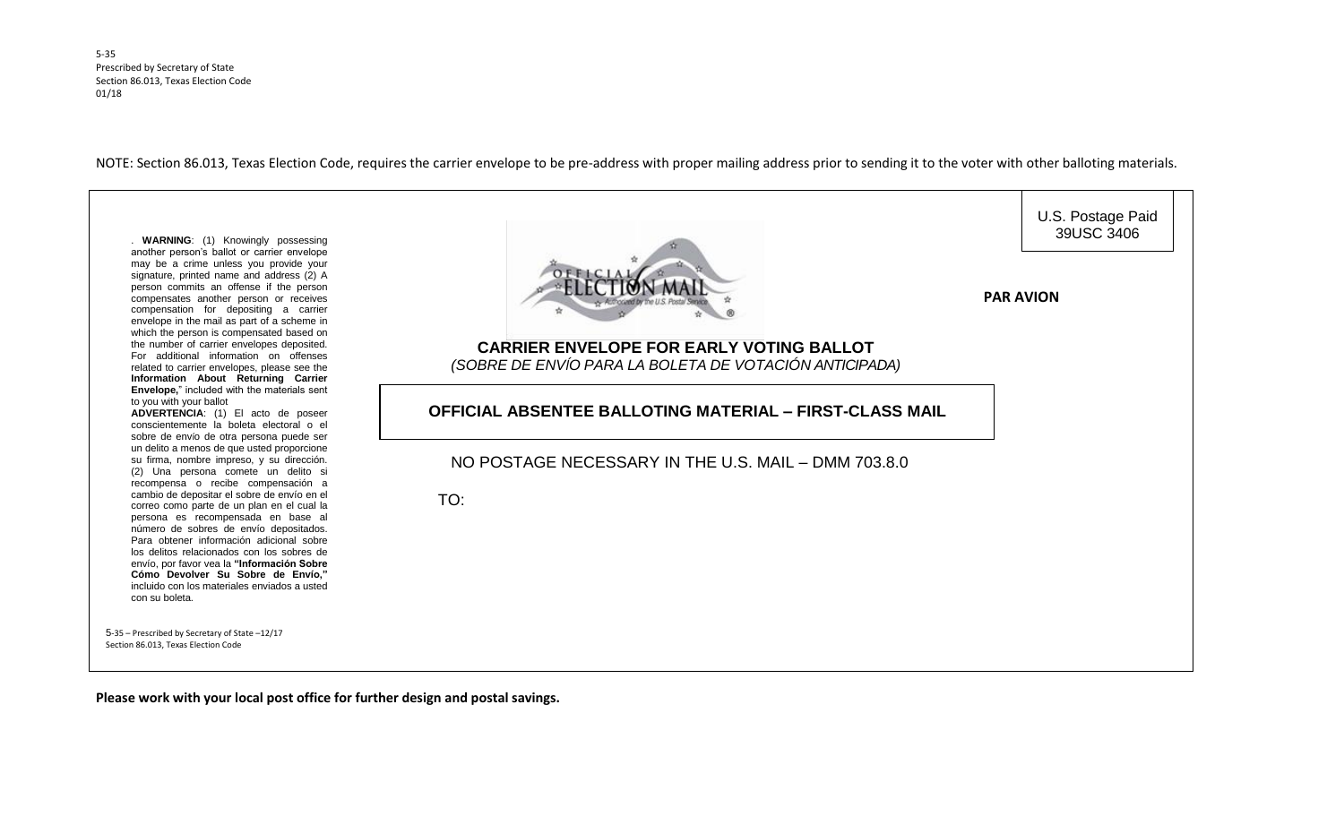5-35
Prescribed by Secretary of State
Section 86.013, Texas Election Code
01/18

NOTE: Section 86.013, Texas Election Code, requires the carrier envelope to be pre-address with proper mailing address prior to sending it to the voter with other balloting materials.

. **WARNING**: (1) Knowingly possessing another person's ballot or carrier envelope may be a crime unless you provide your signature, printed name and address (2) A person commits an offense if the person compensates another person or receives compensation for depositing a carrier envelope in the mail as part of a scheme in which the person is compensated based on the number of carrier envelopes deposited. For additional information on offenses related to carrier envelopes, please see the **Information About Returning Carrier Envelope,**" included with the materials sent to you with your ballot

**ADVERTENCIA**: (1) El acto de poseer conscientemente la boleta electoral o el sobre de envío de otra persona puede ser un delito a menos de que usted proporcione su firma, nombre impreso, y su dirección. (2) Una persona comete un delito si recompensa o recibe compensación a cambio de depositar el sobre de envío en el correo como parte de un plan en el cual la persona es recompensada en base al número de sobres de envío depositados. Para obtener información adicional sobre los delitos relacionados con los sobres de envío, por favor vea la **"Información Sobre Cómo Devolver Su Sobre de Envío,"** incluido con los materiales enviados a usted con su boleta.

5-35 – Prescribed by Secretary of State –12/17
Section 86.013, Texas Election Code

OFFICIAL ELECTION MAIL
Authorized by the U.S. Postal Service

U.S. Postage Paid
39USC 3406

**PAR AVION**

**CARRIER ENVELOPE FOR EARLY VOTING BALLOT**

*(SOBRE DE ENVÍO PARA LA BOLETA DE VOTACIÓN ANTICIPADA)*

**OFFICIAL ABSENTEE BALLOTING MATERIAL – FIRST-CLASS MAIL**

NO POSTAGE NECESSARY IN THE U.S. MAIL – DMM 703.8.0

TO:

**Please work with your local post office for further design and postal savings.**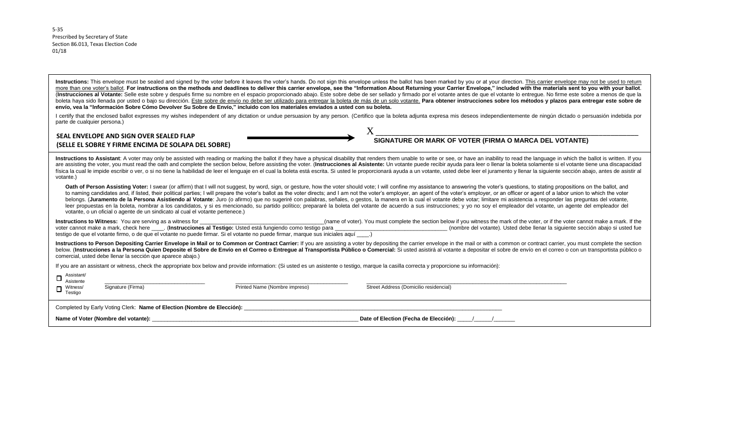5-35
Prescribed by Secretary of State
Section 86.013, Texas Election Code
01/18

**Instructions:** This envelope must be sealed and signed by the voter before it leaves the voter's hands. Do not sign this envelope unless the ballot has been marked by you or at your direction. This carrier envelope may not be used to return more than one voter's ballot. **For instructions on the methods and deadlines to deliver this carrier envelope, see the "Information About Returning your Carrier Envelope," included with the materials sent to you with your ballot**. (**Instrucciones al Votante:** Selle este sobre y después firme su nombre en el espacio proporcionado abajo. Este sobre debe de ser sellado y firmado por el votante antes de que el votante lo entregue. No firme este sobre a menos de que la boleta haya sido llenada por usted o bajo su dirección. Este sobre de envío no debe ser utilizado para entregar la boleta de más de un solo votante. **Para obtener instrucciones sobre los métodos y plazos para entregar este sobre de envío, vea la "Información Sobre Cómo Devolver Su Sobre de Envío," incluido con los materiales enviados a usted con su boleta.**

I certify that the enclosed ballot expresses my wishes independent of any dictation or undue persuasion by any person. (Certifico que la boleta adjunta expresa mis deseos independientemente de ningún dictado o persuasión indebida por parte de cualquier persona.)

**SEAL ENVELOPE AND SIGN OVER SEALED FLAP**
**(SELLE EL SOBRE Y FIRME ENCIMA DE SOLAPA DEL SOBRE)** → X ______________________________________________

**SIGNATURE OR MARK OF VOTER (FIRMA O MARCA DEL VOTANTE)**

**Instructions to Assistant**: A voter may only be assisted with reading or marking the ballot if they have a physical disability that renders them unable to write or see, or have an inability to read the language in which the ballot is written. If you are assisting the voter, you must read the oath and complete the section below, before assisting the voter. (**Instrucciones al Asistente:** Un votante puede recibir ayuda para leer o llenar la boleta solamente si el votante tiene una discapacidad física la cual le impide escribir o ver, o si no tiene la habilidad de leer el lenguaje en el cual la boleta está escrita. Si usted le proporcionará ayuda a un votante, usted debe leer el juramento y llenar la siguiente sección abajo, antes de asistir al votante.)

**Oath of Person Assisting Voter:** I swear (or affirm) that I will not suggest, by word, sign, or gesture, how the voter should vote; I will confine my assistance to answering the voter's questions, to stating propositions on the ballot, and to naming candidates and, if listed, their political parties; I will prepare the voter's ballot as the voter directs; and I am not the voter's employer, an agent of the voter's employer, or an officer or agent of a labor union to which the voter belongs. (**Juramento de la Persona Asistiendo al Votante**: Juro (o afirmo) que no sugeriré con palabras, señales, o gestos, la manera en la cual el votante debe votar; limitare mi asistencia a responder las preguntas del votante, leer propuestas en la boleta, nombrar a los candidatos, y si es mencionado, su partido político; prepararé la boleta del votante de acuerdo a sus instrucciones; y yo no soy el empleador del votante, un agente del empleador del votante, o un oficial o agente de un sindicato al cual el votante pertenece.)

**Instructions to Witness:** You are serving as a witness for ______________________(name of voter). You must complete the section below if you witness the mark of the voter, or if the voter cannot make a mark. If the voter cannot make a mark, check here ____. (**Instrucciones al Testigo:** Usted está fungiendo como testigo para ______________________ (nombre del votante). Usted debe llenar la siguiente sección abajo si usted fue testigo de que el votante firmo, o de que el votante no puede firmar. Si el votante no puede firmar, marque sus iniciales aquí ____.)

**Instructions to Person Depositing Carrier Envelope in Mail or to Common or Contract Carrier:** If you are assisting a voter by depositing the carrier envelope in the mail or with a common or contract carrier, you must complete the section below. (**Instrucciones a la Persona Quien Deposite el Sobre de Envío en el Correo o Entregue al Transportista Público o Comercial:** Si usted asistirá al votante a depositar el sobre de envío en el correo o con un transportista público o comercial, usted debe llenar la sección que aparece abajo.)

If you are an assistant or witness, check the appropriate box below and provide information: (Si usted es un asistente o testigo, marque la casilla correcta y proporcione su información):

☐ Assistant/ Asistente
☐ Witness/ Testigo

______________________ Signature (Firma) ______________________ Printed Name (Nombre impreso) ______________________ Street Address (Domicilio residencial)

Completed by Early Voting Clerk: **Name of Election (Nombre de Elección):** ______________________

**Name of Voter (Nombre del votante):** ______________________ **Date of Election (Fecha de Elección):** _____/______/_______